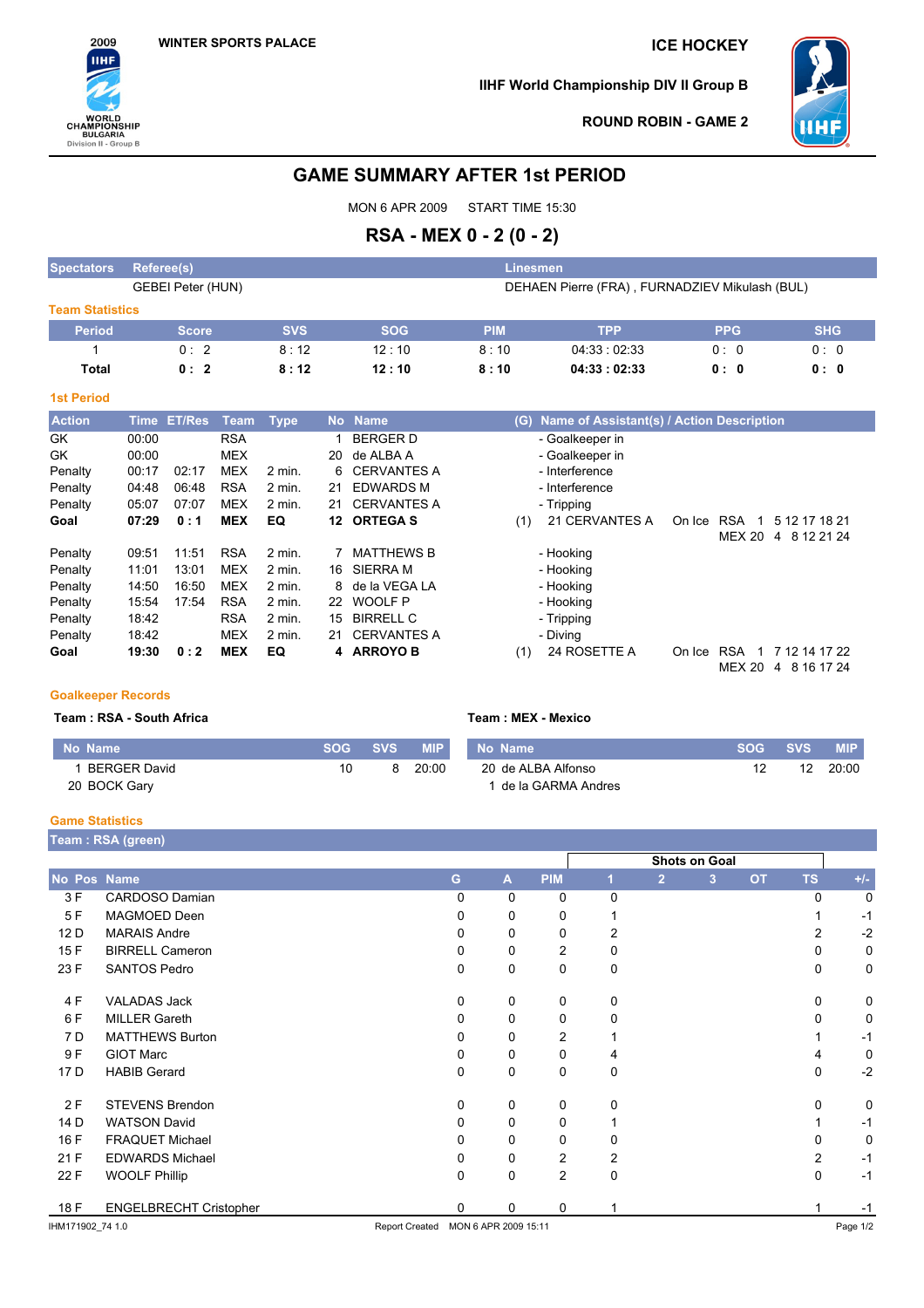2009 IIHF WORLD CHAMPIONSHIP BULGARIA Division II - Group B

WINTER SPORTS PALACE

**ICE HOCKEY**

**IIHF World Championship DIV II Group B**

**ROUND ROBIN - GAME 2**

# GAME SUMMARY AFTER 1st PERIOD

MON 6 APR 2009 START TIME 15:30

## RSA - MEX 0 - 2 (0 - 2)

| Spectators | Referee(s) | Linesmen |
|---|---|---|
| | GEBEI Peter (HUN) | DEHAEN Pierre (FRA) , FURNADZIEV Mikulash (BUL) |

### Team Statistics

| Period | Score | SVS | SOG | PIM | TPP | PPG | SHG |
|---|---|---|---|---|---|---|---|
| 1 | 0 : 2 | 8 : 12 | 12 : 10 | 8 : 10 | 04:33 : 02:33 | 0 : 0 | 0 : 0 |
| **Total** | **0 : 2** | **8 : 12** | **12 : 10** | **8 : 10** | **04:33 : 02:33** | **0 : 0** | **0 : 0** |

### 1st Period

| Action | Time | ET/Res | Team | Type | No | Name | (G) | Name of Assistant(s) / Action Description | |
|---|---|---|---|---|---|---|---|---|---|
| GK | 00:00 | | RSA | | 1 | BERGER D | | - Goalkeeper in | |
| GK | 00:00 | | MEX | | 20 | de ALBA A | | - Goalkeeper in | |
| Penalty | 00:17 | 02:17 | MEX | 2 min. | 6 | CERVANTES A | | - Interference | |
| Penalty | 04:48 | 06:48 | RSA | 2 min. | 21 | EDWARDS M | | - Interference | |
| Penalty | 05:07 | 07:07 | MEX | 2 min. | 21 | CERVANTES A | | - Tripping | |
| **Goal** | **07:29** | **0 : 1** | **MEX** | **EQ** | **12** | **ORTEGA S** | (1) | 21 CERVANTES A | On Ice RSA 1 5 12 17 18 21<br>MEX 20 4 8 12 21 24 |
| Penalty | 09:51 | 11:51 | RSA | 2 min. | 7 | MATTHEWS B | | - Hooking | |
| Penalty | 11:01 | 13:01 | MEX | 2 min. | 16 | SIERRA M | | - Hooking | |
| Penalty | 14:50 | 16:50 | MEX | 2 min. | 8 | de la VEGA LA | | - Hooking | |
| Penalty | 15:54 | 17:54 | RSA | 2 min. | 22 | WOOLF P | | - Hooking | |
| Penalty | 18:42 | | RSA | 2 min. | 15 | BIRRELL C | | - Tripping | |
| Penalty | 18:42 | | MEX | 2 min. | 21 | CERVANTES A | | - Diving | |
| **Goal** | **19:30** | **0 : 2** | **MEX** | **EQ** | **4** | **ARROYO B** | (1) | 24 ROSETTE A | On Ice RSA 1 7 12 14 17 22<br>MEX 20 4 8 16 17 24 |

### Goalkeeper Records

**Team : RSA - South Africa**

| No | Name | SOG | SVS | MIP |
|---|---|---|---|---|
| 1 | BERGER David | 10 | 8 | 20:00 |
| 20 | BOCK Gary | | | |

**Team : MEX - Mexico**

| No | Name | SOG | SVS | MIP |
|---|---|---|---|---|
| 20 | de ALBA Alfonso | 12 | 12 | 20:00 |
| 1 | de la GARMA Andres | | | |

### Game Statistics

**Team : RSA (green)**

| | | | | | | Shots on Goal | | | | | |
|---|---|---|---|---|---|---|---|---|---|---|---|
| No | Pos | Name | G | A | PIM | 1 | 2 | 3 | OT | TS | +/- |
| 3 | F | CARDOSO Damian | 0 | 0 | 0 | 0 | | | | 0 | 0 |
| 5 | F | MAGMOED Deen | 0 | 0 | 0 | 1 | | | | 1 | -1 |
| 12 | D | MARAIS Andre | 0 | 0 | 0 | 2 | | | | 2 | -2 |
| 15 | F | BIRRELL Cameron | 0 | 0 | 2 | 0 | | | | 0 | 0 |
| 23 | F | SANTOS Pedro | 0 | 0 | 0 | 0 | | | | 0 | 0 |
| 4 | F | VALADAS Jack | 0 | 0 | 0 | 0 | | | | 0 | 0 |
| 6 | F | MILLER Gareth | 0 | 0 | 0 | 0 | | | | 0 | 0 |
| 7 | D | MATTHEWS Burton | 0 | 0 | 2 | 1 | | | | 1 | -1 |
| 9 | F | GIOT Marc | 0 | 0 | 0 | 4 | | | | 4 | 0 |
| 17 | D | HABIB Gerard | 0 | 0 | 0 | 0 | | | | 0 | -2 |
| 2 | F | STEVENS Brendon | 0 | 0 | 0 | 0 | | | | 0 | 0 |
| 14 | D | WATSON David | 0 | 0 | 0 | 1 | | | | 1 | -1 |
| 16 | F | FRAQUET Michael | 0 | 0 | 0 | 0 | | | | 0 | 0 |
| 21 | F | EDWARDS Michael | 0 | 0 | 2 | 2 | | | | 2 | -1 |
| 22 | F | WOOLF Phillip | 0 | 0 | 2 | 0 | | | | 0 | -1 |
| 18 | F | ENGELBRECHT Cristopher | 0 | 0 | 0 | 1 | | | | 1 | -1 |

IHM171902_74 1.0 Report Created MON 6 APR 2009 15:11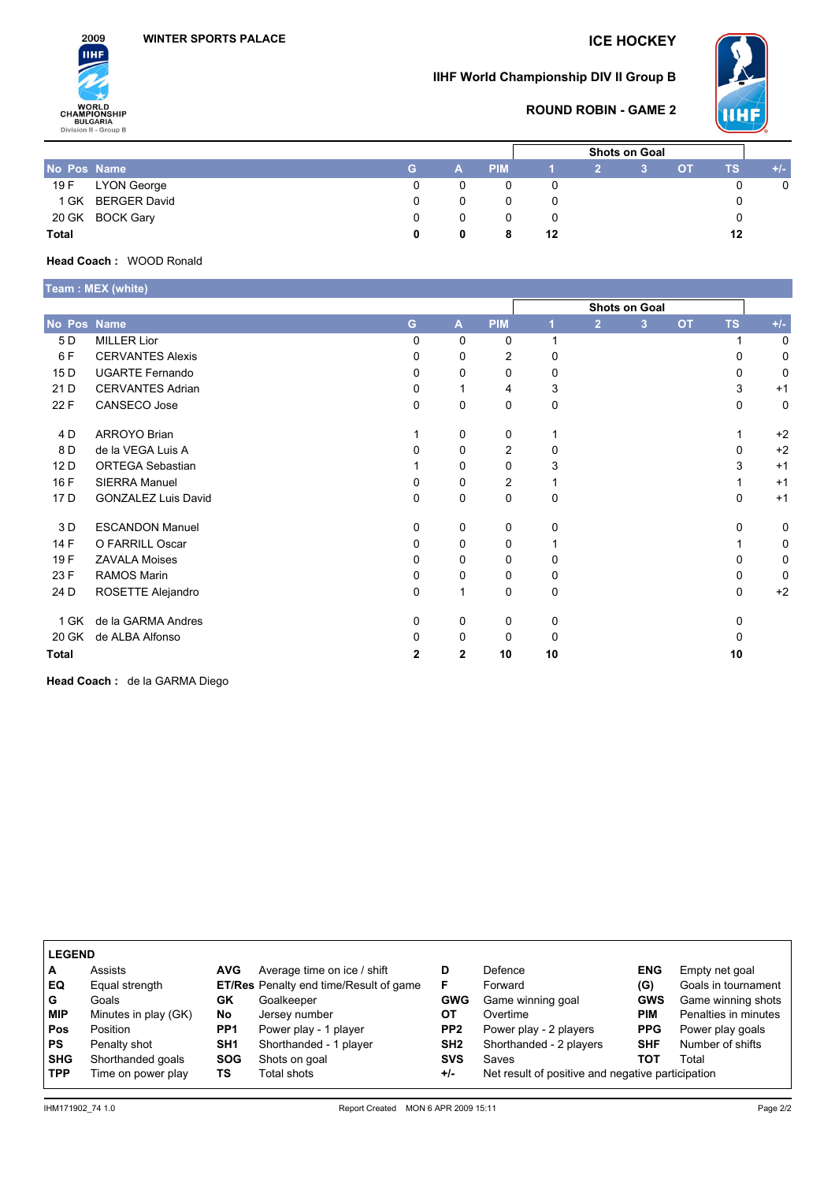2009 WORLD CHAMPIONSHIP BULGARIA Division II - Group B

WINTER SPORTS PALACE

# ICE HOCKEY

## IIHF World Championship DIV II Group B

### ROUND ROBIN - GAME 2

| No | Pos | Name | G | A | PIM | Shots on Goal 1 | 2 | 3 | OT | TS | +/- |
|---|---|---|---|---|---|---|---|---|---|---|---|
| 19 | F | LYON George | 0 | 0 | 0 | 0 | | | | 0 | 0 |
| 1 | GK | BERGER David | 0 | 0 | 0 | 0 | | | | 0 | |
| 20 | GK | BOCK Gary | 0 | 0 | 0 | 0 | | | | 0 | |
| **Total** | | | **0** | **0** | **8** | **12** | | | | **12** | |

**Head Coach :** WOOD Ronald

**Team : MEX (white)**

| No | Pos | Name | G | A | PIM | Shots on Goal 1 | 2 | 3 | OT | TS | +/- |
|---|---|---|---|---|---|---|---|---|---|---|---|
| 5 | D | MILLER Lior | 0 | 0 | 0 | 1 | | | | 1 | 0 |
| 6 | F | CERVANTES Alexis | 0 | 0 | 2 | 0 | | | | 0 | 0 |
| 15 | D | UGARTE Fernando | 0 | 0 | 0 | 0 | | | | 0 | 0 |
| 21 | D | CERVANTES Adrian | 0 | 1 | 4 | 3 | | | | 3 | +1 |
| 22 | F | CANSECO Jose | 0 | 0 | 0 | 0 | | | | 0 | 0 |
| 4 | D | ARROYO Brian | 1 | 0 | 0 | 1 | | | | 1 | +2 |
| 8 | D | de la VEGA Luis A | 0 | 0 | 2 | 0 | | | | 0 | +2 |
| 12 | D | ORTEGA Sebastian | 1 | 0 | 0 | 3 | | | | 3 | +1 |
| 16 | F | SIERRA Manuel | 0 | 0 | 2 | 1 | | | | 1 | +1 |
| 17 | D | GONZALEZ Luis David | 0 | 0 | 0 | 0 | | | | 0 | +1 |
| 3 | D | ESCANDON Manuel | 0 | 0 | 0 | 0 | | | | 0 | 0 |
| 14 | F | O FARRILL Oscar | 0 | 0 | 0 | 1 | | | | 1 | 0 |
| 19 | F | ZAVALA Moises | 0 | 0 | 0 | 0 | | | | 0 | 0 |
| 23 | F | RAMOS Marin | 0 | 0 | 0 | 0 | | | | 0 | 0 |
| 24 | D | ROSETTE Alejandro | 0 | 1 | 0 | 0 | | | | 0 | +2 |
| 1 | GK | de la GARMA Andres | 0 | 0 | 0 | 0 | | | | 0 | |
| 20 | GK | de ALBA Alfonso | 0 | 0 | 0 | 0 | | | | 0 | |
| **Total** | | | **2** | **2** | **10** | **10** | | | | **10** | |

**Head Coach :** de la GARMA Diego

**LEGEND**

| | | | | | | | |
|---|---|---|---|---|---|---|---|
| **A** | Assists | **AVG** | Average time on ice / shift | **D** | Defence | **ENG** | Empty net goal |
| **EQ** | Equal strength | **ET/Res** | Penalty end time/Result of game | **F** | Forward | **(G)** | Goals in tournament |
| **G** | Goals | **GK** | Goalkeeper | **GWG** | Game winning goal | **GWS** | Game winning shots |
| **MIP** | Minutes in play (GK) | **No** | Jersey number | **OT** | Overtime | **PIM** | Penalties in minutes |
| **Pos** | Position | **PP1** | Power play - 1 player | **PP2** | Power play - 2 players | **PPG** | Power play goals |
| **PS** | Penalty shot | **SH1** | Shorthanded - 1 player | **SH2** | Shorthanded - 2 players | **SHF** | Number of shifts |
| **SHG** | Shorthanded goals | **SOG** | Shots on goal | **SVS** | Saves | **TOT** | Total |
| **TPP** | Time on power play | **TS** | Total shots | **+/-** | Net result of positive and negative participation | | |

IHM171902_74 1.0 Report Created MON 6 APR 2009 15:11